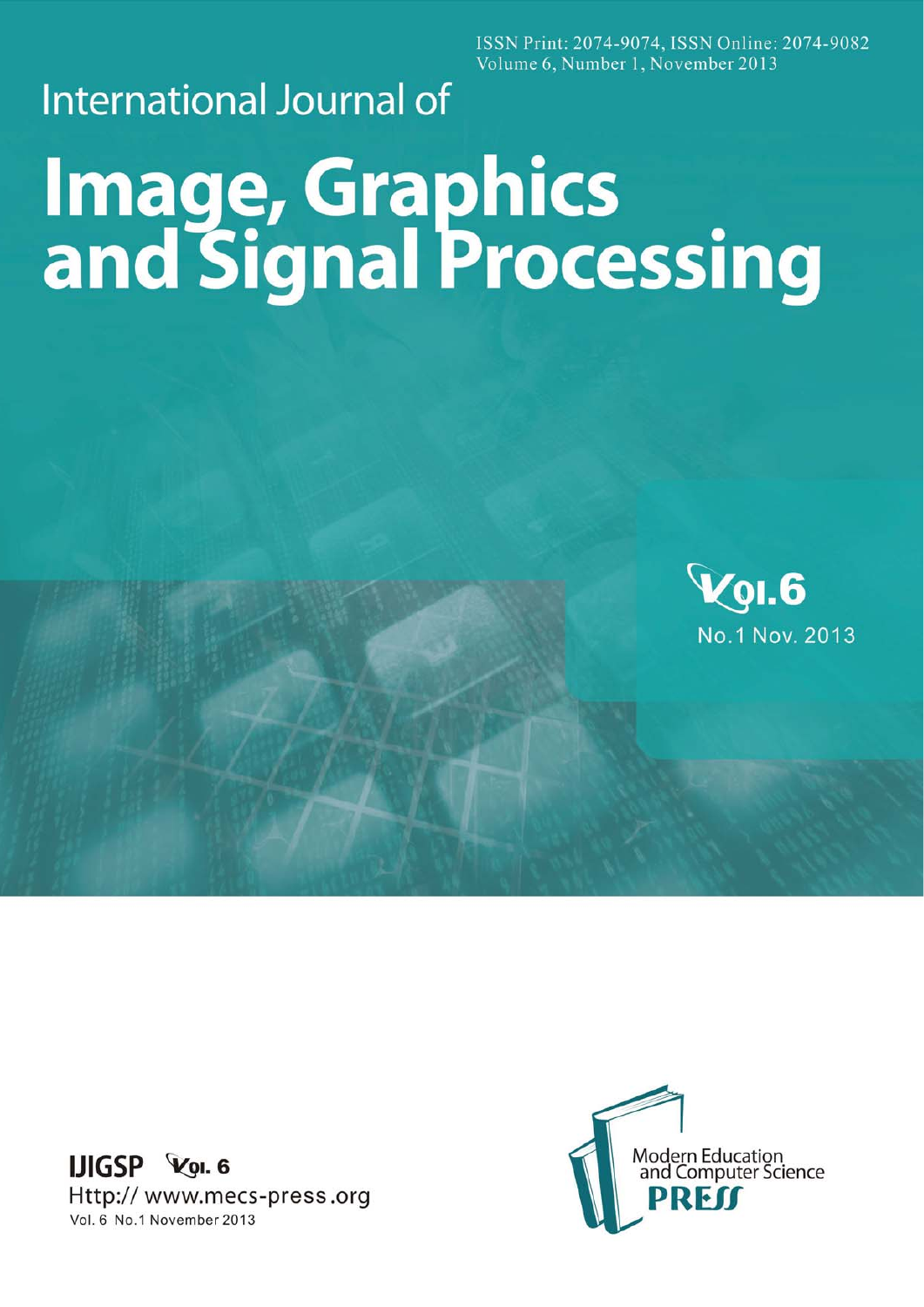ISSN Print: 2074-9074, ISSN Online: 2074-9082
Volume 6, Number 1, November 2013

International Journal of

# Image, Graphics and Signal Processing

Vol.6
No.1 Nov. 2013

**IJIGSP** Vol. 6
Http:// www.mecs-press.org
Vol. 6 No.1 November 2013

Modern Education and Computer Science
**PRESS**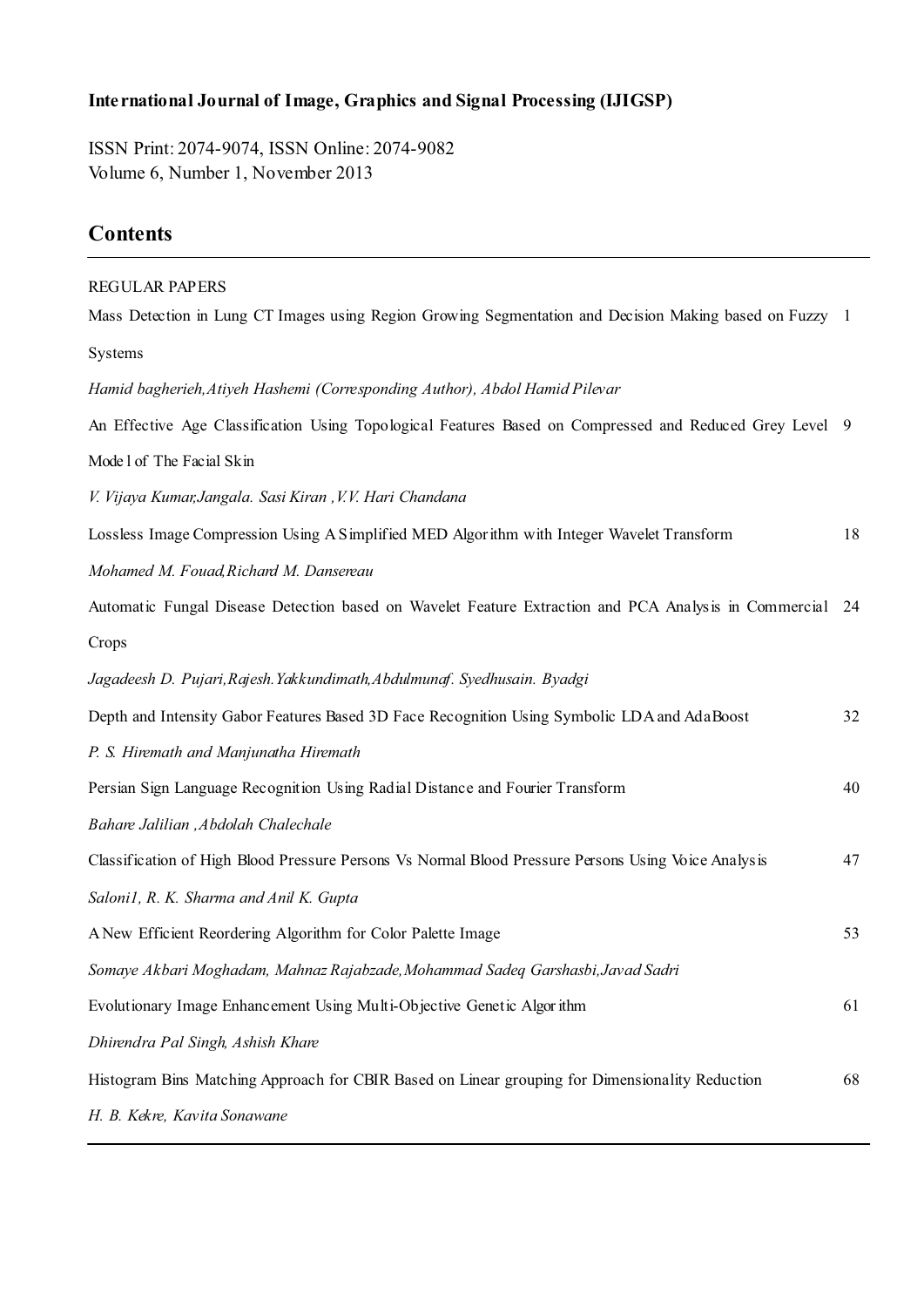**International Journal of Image, Graphics and Signal Processing (IJIGSP)**

ISSN Print: 2074-9074, ISSN Online: 2074-9082
Volume 6, Number 1, November 2013

## Contents

REGULAR PAPERS

Mass Detection in Lung CT Images using Region Growing Segmentation and Decision Making based on Fuzzy Systems — 1

*Hamid bagherieh,Atiyeh Hashemi (Corresponding Author), Abdol Hamid Pilevar*

An Effective Age Classification Using Topological Features Based on Compressed and Reduced Grey Level Model of The Facial Skin — 9

*V. Vijaya Kumar,Jangala. Sasi Kiran ,V.V. Hari Chandana*

Lossless Image Compression Using A Simplified MED Algorithm with Integer Wavelet Transform — 18

*Mohamed M. Fouad,Richard M. Dansereau*

Automatic Fungal Disease Detection based on Wavelet Feature Extraction and PCA Analysis in Commercial Crops — 24

*Jagadeesh D. Pujari,Rajesh.Yakkundimath,Abdulmunaf. Syedhusain. Byadgi*

Depth and Intensity Gabor Features Based 3D Face Recognition Using Symbolic LDA and AdaBoost — 32

*P. S. Hiremath and Manjunatha Hiremath*

Persian Sign Language Recognition Using Radial Distance and Fourier Transform — 40

*Bahare Jalilian ,Abdolah Chalechale*

Classification of High Blood Pressure Persons Vs Normal Blood Pressure Persons Using Voice Analysis — 47

*Saloni1, R. K. Sharma and Anil K. Gupta*

A New Efficient Reordering Algorithm for Color Palette Image — 53

*Somaye Akbari Moghadam, Mahnaz Rajabzade,Mohammad Sadeq Garshasbi,Javad Sadri*

Evolutionary Image Enhancement Using Multi-Objective Genetic Algorithm — 61

*Dhirendra Pal Singh, Ashish Khare*

Histogram Bins Matching Approach for CBIR Based on Linear grouping for Dimensionality Reduction — 68

*H. B. Kekre, Kavita Sonawane*